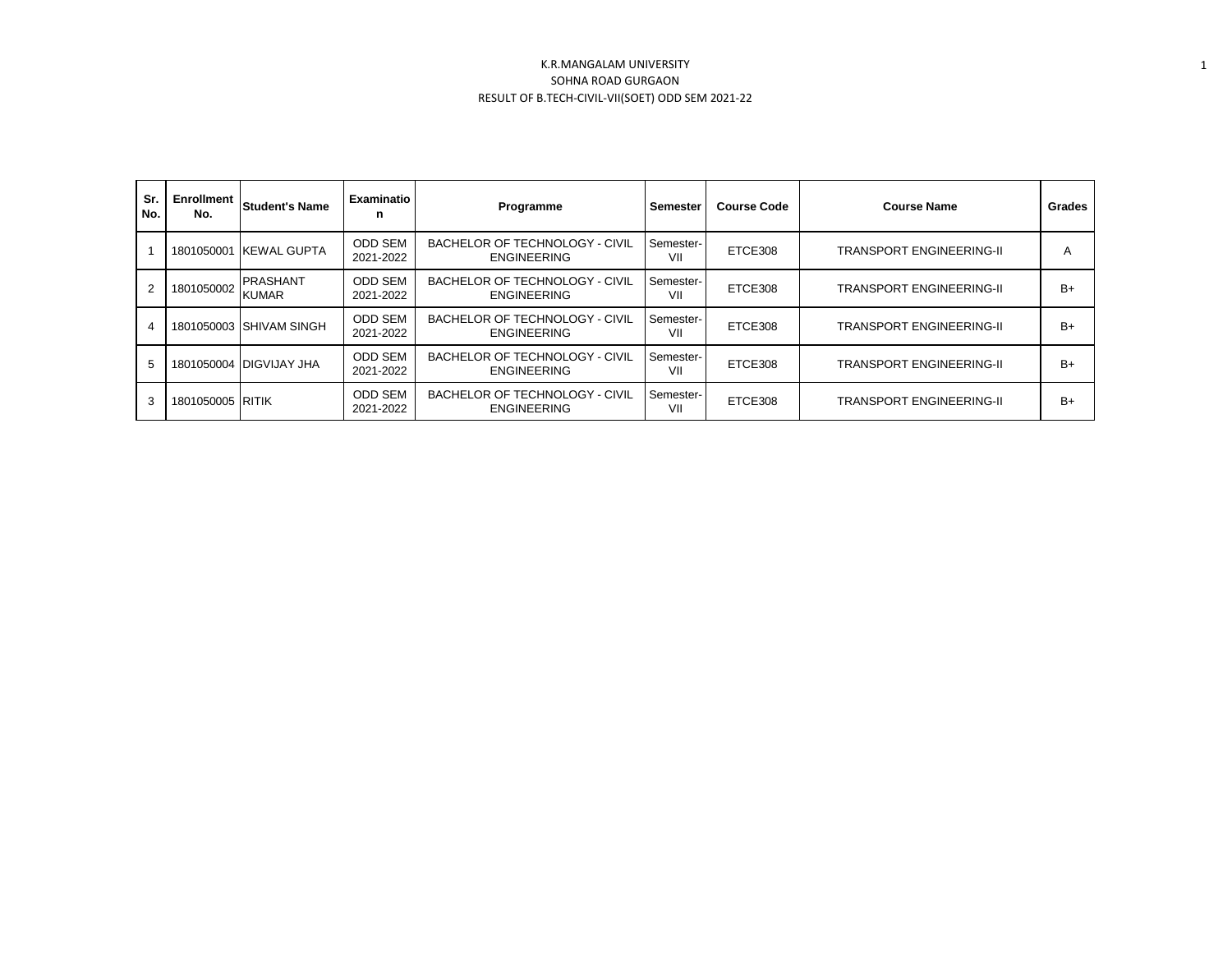K.R.MANGALAM UNIVERSITY

SOHNA ROAD GURGAON

RESULT OF B.TECH-CIVIL-VII(SOET) ODD SEM 2021-22

| Sr. No. | Enrollment No. | Student's Name | Examination | Programme | Semester | Course Code | Course Name | Grades |
|---|---|---|---|---|---|---|---|---|
| 1 | 1801050001 | KEWAL GUPTA | ODD SEM 2021-2022 | BACHELOR OF TECHNOLOGY - CIVIL ENGINEERING | Semester-VII | ETCE308 | TRANSPORT ENGINEERING-II | A |
| 2 | 1801050002 | PRASHANT KUMAR | ODD SEM 2021-2022 | BACHELOR OF TECHNOLOGY - CIVIL ENGINEERING | Semester-VII | ETCE308 | TRANSPORT ENGINEERING-II | B+ |
| 4 | 1801050003 | SHIVAM SINGH | ODD SEM 2021-2022 | BACHELOR OF TECHNOLOGY - CIVIL ENGINEERING | Semester-VII | ETCE308 | TRANSPORT ENGINEERING-II | B+ |
| 5 | 1801050004 | DIGVIJAY JHA | ODD SEM 2021-2022 | BACHELOR OF TECHNOLOGY - CIVIL ENGINEERING | Semester-VII | ETCE308 | TRANSPORT ENGINEERING-II | B+ |
| 3 | 1801050005 | RITIK | ODD SEM 2021-2022 | BACHELOR OF TECHNOLOGY - CIVIL ENGINEERING | Semester-VII | ETCE308 | TRANSPORT ENGINEERING-II | B+ |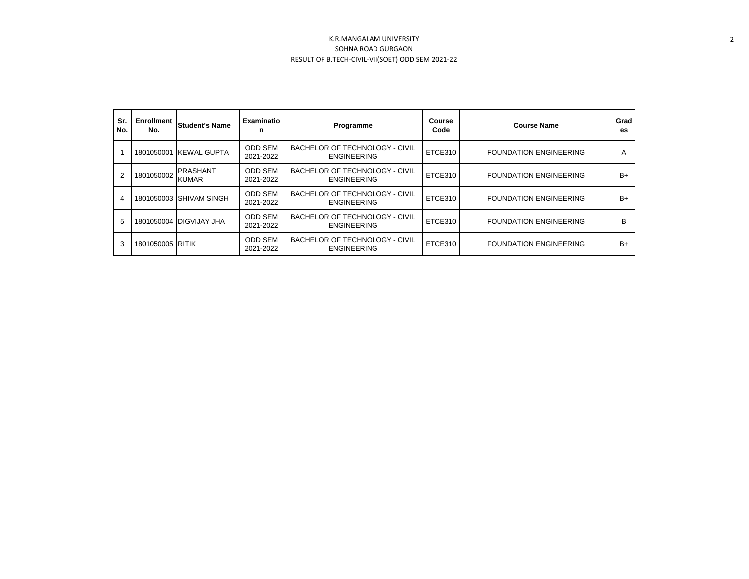K.R.MANGALAM UNIVERSITY

SOHNA ROAD GURGAON

RESULT OF B.TECH-CIVIL-VII(SOET) ODD SEM 2021-22

| Sr. No. | Enrollment No. | Student's Name | Examination | Programme | Course Code | Course Name | Grades |
|---|---|---|---|---|---|---|---|
| 1 | 1801050001 | KEWAL GUPTA | ODD SEM 2021-2022 | BACHELOR OF TECHNOLOGY - CIVIL ENGINEERING | ETCE310 | FOUNDATION ENGINEERING | A |
| 2 | 1801050002 | PRASHANT KUMAR | ODD SEM 2021-2022 | BACHELOR OF TECHNOLOGY - CIVIL ENGINEERING | ETCE310 | FOUNDATION ENGINEERING | B+ |
| 4 | 1801050003 | SHIVAM SINGH | ODD SEM 2021-2022 | BACHELOR OF TECHNOLOGY - CIVIL ENGINEERING | ETCE310 | FOUNDATION ENGINEERING | B+ |
| 5 | 1801050004 | DIGVIJAY JHA | ODD SEM 2021-2022 | BACHELOR OF TECHNOLOGY - CIVIL ENGINEERING | ETCE310 | FOUNDATION ENGINEERING | B |
| 3 | 1801050005 | RITIK | ODD SEM 2021-2022 | BACHELOR OF TECHNOLOGY - CIVIL ENGINEERING | ETCE310 | FOUNDATION ENGINEERING | B+ |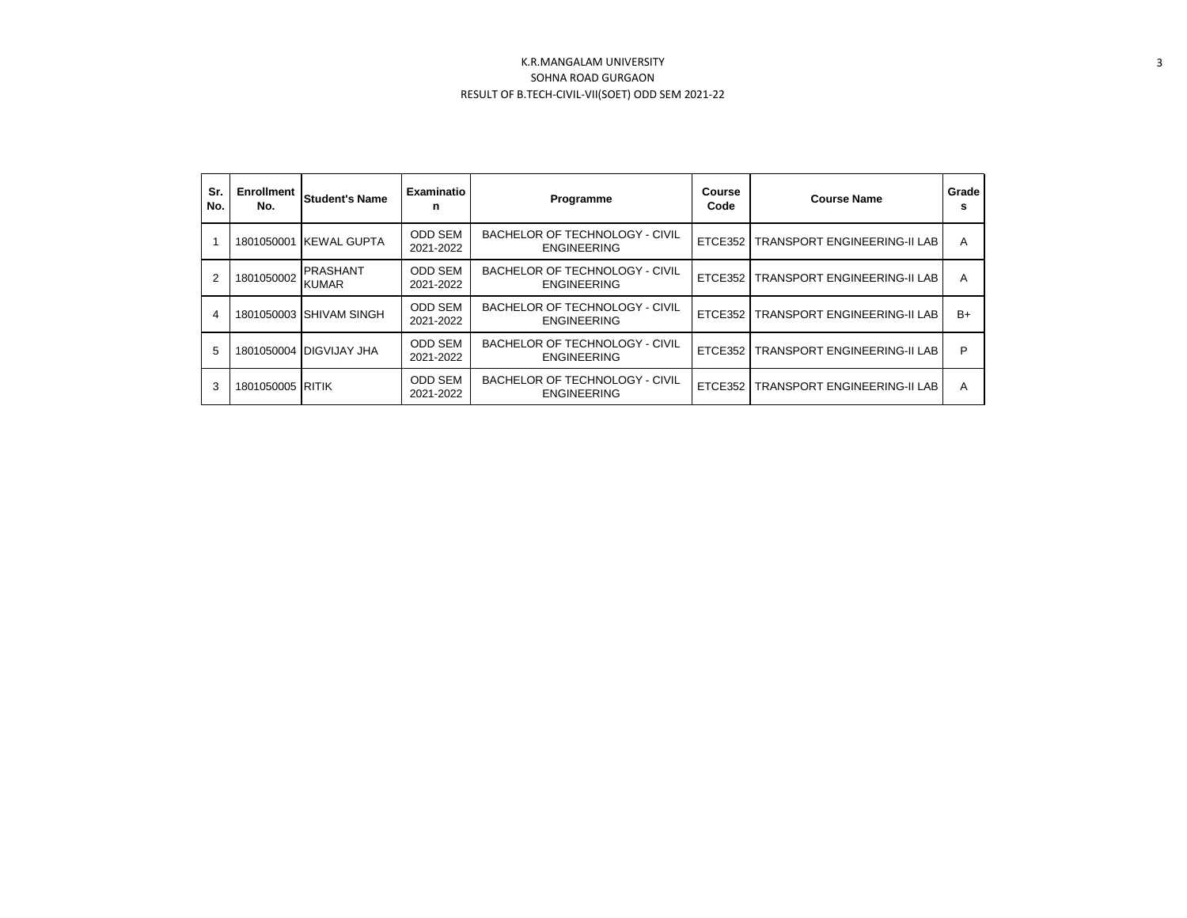K.R.MANGALAM UNIVERSITY
SOHNA ROAD GURGAON
RESULT OF B.TECH-CIVIL-VII(SOET) ODD SEM 2021-22

| Sr. No. | Enrollment No. | Student's Name | Examination | Programme | Course Code | Course Name | Grades |
|---|---|---|---|---|---|---|---|
| 1 | 1801050001 | KEWAL GUPTA | ODD SEM 2021-2022 | BACHELOR OF TECHNOLOGY - CIVIL ENGINEERING | ETCE352 | TRANSPORT ENGINEERING-II LAB | A |
| 2 | 1801050002 | PRASHANT KUMAR | ODD SEM 2021-2022 | BACHELOR OF TECHNOLOGY - CIVIL ENGINEERING | ETCE352 | TRANSPORT ENGINEERING-II LAB | A |
| 4 | 1801050003 | SHIVAM SINGH | ODD SEM 2021-2022 | BACHELOR OF TECHNOLOGY - CIVIL ENGINEERING | ETCE352 | TRANSPORT ENGINEERING-II LAB | B+ |
| 5 | 1801050004 | DIGVIJAY JHA | ODD SEM 2021-2022 | BACHELOR OF TECHNOLOGY - CIVIL ENGINEERING | ETCE352 | TRANSPORT ENGINEERING-II LAB | P |
| 3 | 1801050005 | RITIK | ODD SEM 2021-2022 | BACHELOR OF TECHNOLOGY - CIVIL ENGINEERING | ETCE352 | TRANSPORT ENGINEERING-II LAB | A |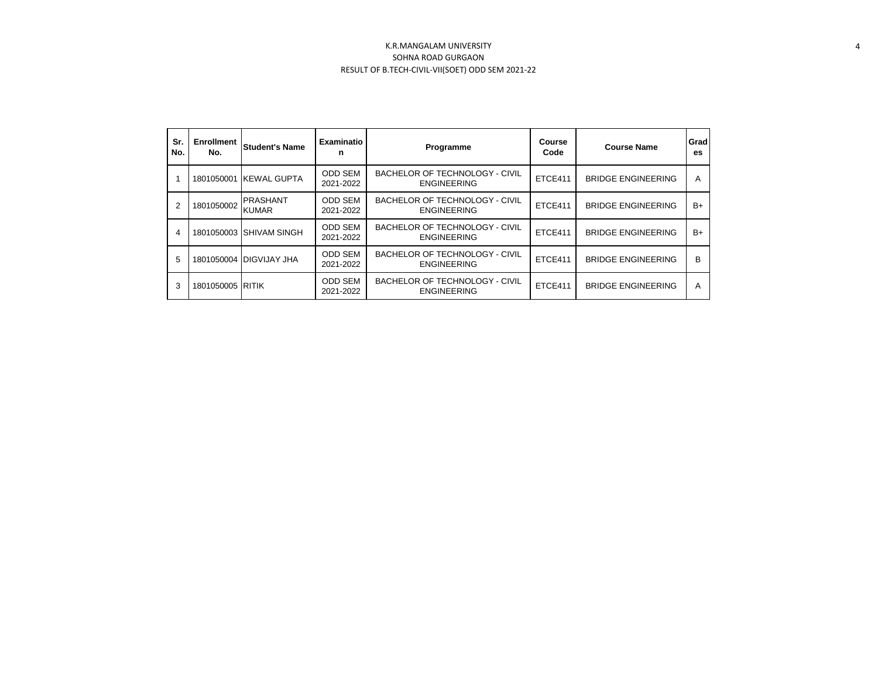K.R.MANGALAM UNIVERSITY

SOHNA ROAD GURGAON

RESULT OF B.TECH-CIVIL-VII(SOET) ODD SEM 2021-22

| Sr. No. | Enrollment No. | Student's Name | Examination | Programme | Course Code | Course Name | Grades |
|---|---|---|---|---|---|---|---|
| 1 | 1801050001 | KEWAL GUPTA | ODD SEM 2021-2022 | BACHELOR OF TECHNOLOGY - CIVIL ENGINEERING | ETCE411 | BRIDGE ENGINEERING | A |
| 2 | 1801050002 | PRASHANT KUMAR | ODD SEM 2021-2022 | BACHELOR OF TECHNOLOGY - CIVIL ENGINEERING | ETCE411 | BRIDGE ENGINEERING | B+ |
| 4 | 1801050003 | SHIVAM SINGH | ODD SEM 2021-2022 | BACHELOR OF TECHNOLOGY - CIVIL ENGINEERING | ETCE411 | BRIDGE ENGINEERING | B+ |
| 5 | 1801050004 | DIGVIJAY JHA | ODD SEM 2021-2022 | BACHELOR OF TECHNOLOGY - CIVIL ENGINEERING | ETCE411 | BRIDGE ENGINEERING | B |
| 3 | 1801050005 | RITIK | ODD SEM 2021-2022 | BACHELOR OF TECHNOLOGY - CIVIL ENGINEERING | ETCE411 | BRIDGE ENGINEERING | A |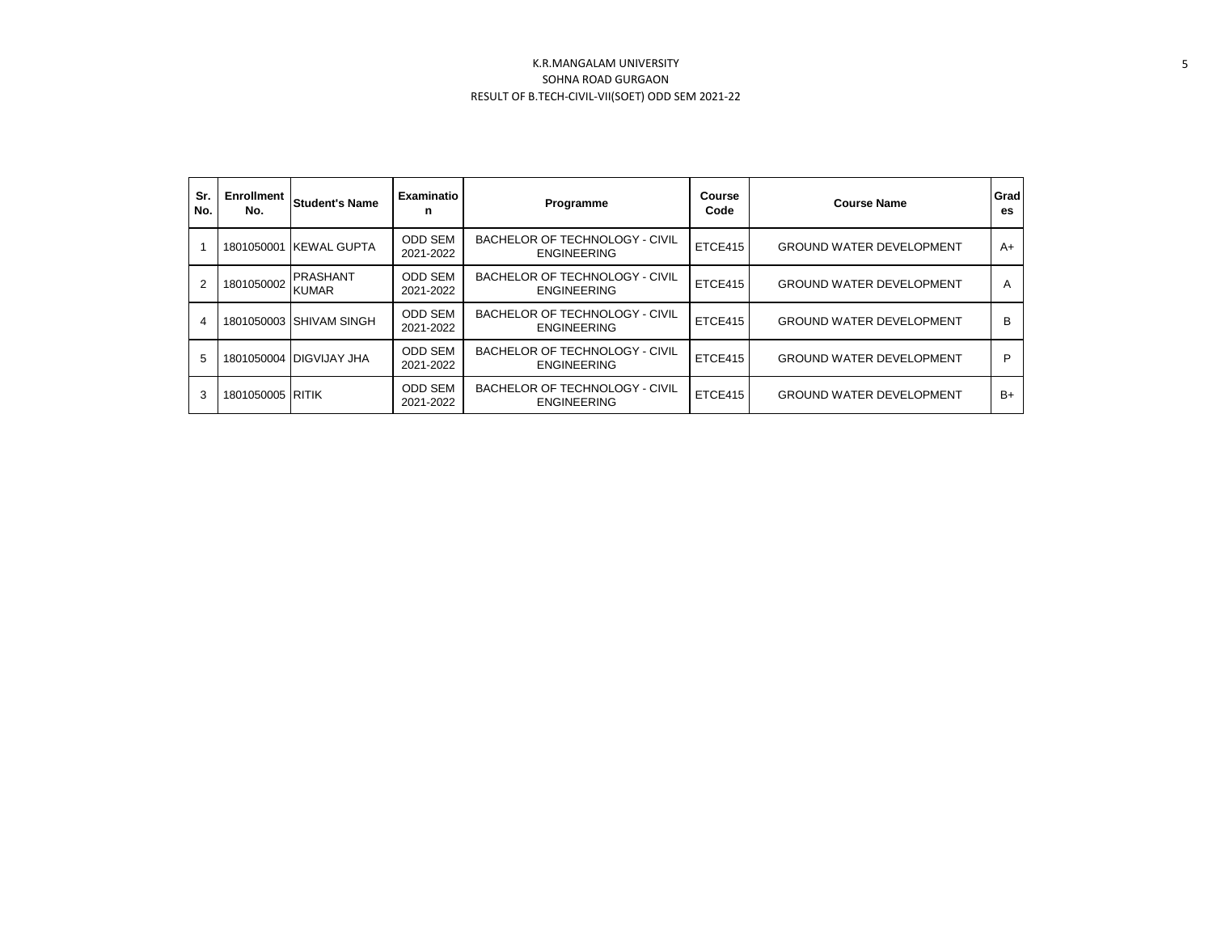K.R.MANGALAM UNIVERSITY
SOHNA ROAD GURGAON
RESULT OF B.TECH-CIVIL-VII(SOET) ODD SEM 2021-22

| Sr. No. | Enrollment No. | Student's Name | Examination | Programme | Course Code | Course Name | Grades |
|---|---|---|---|---|---|---|---|
| 1 | 1801050001 | KEWAL GUPTA | ODD SEM 2021-2022 | BACHELOR OF TECHNOLOGY - CIVIL ENGINEERING | ETCE415 | GROUND WATER DEVELOPMENT | A+ |
| 2 | 1801050002 | PRASHANT KUMAR | ODD SEM 2021-2022 | BACHELOR OF TECHNOLOGY - CIVIL ENGINEERING | ETCE415 | GROUND WATER DEVELOPMENT | A |
| 4 | 1801050003 | SHIVAM SINGH | ODD SEM 2021-2022 | BACHELOR OF TECHNOLOGY - CIVIL ENGINEERING | ETCE415 | GROUND WATER DEVELOPMENT | B |
| 5 | 1801050004 | DIGVIJAY JHA | ODD SEM 2021-2022 | BACHELOR OF TECHNOLOGY - CIVIL ENGINEERING | ETCE415 | GROUND WATER DEVELOPMENT | P |
| 3 | 1801050005 | RITIK | ODD SEM 2021-2022 | BACHELOR OF TECHNOLOGY - CIVIL ENGINEERING | ETCE415 | GROUND WATER DEVELOPMENT | B+ |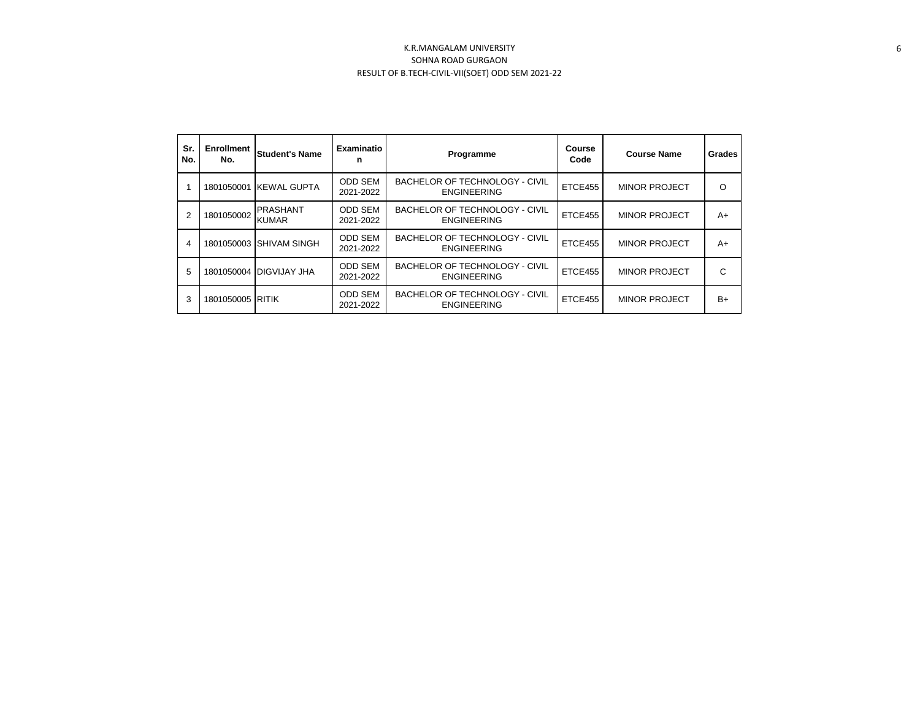K.R.MANGALAM UNIVERSITY

SOHNA ROAD GURGAON

RESULT OF B.TECH-CIVIL-VII(SOET) ODD SEM 2021-22

| Sr. No. | Enrollment No. | Student's Name | Examination | Programme | Course Code | Course Name | Grades |
|---|---|---|---|---|---|---|---|
| 1 | 1801050001 | KEWAL GUPTA | ODD SEM 2021-2022 | BACHELOR OF TECHNOLOGY - CIVIL ENGINEERING | ETCE455 | MINOR PROJECT | O |
| 2 | 1801050002 | PRASHANT KUMAR | ODD SEM 2021-2022 | BACHELOR OF TECHNOLOGY - CIVIL ENGINEERING | ETCE455 | MINOR PROJECT | A+ |
| 4 | 1801050003 | SHIVAM SINGH | ODD SEM 2021-2022 | BACHELOR OF TECHNOLOGY - CIVIL ENGINEERING | ETCE455 | MINOR PROJECT | A+ |
| 5 | 1801050004 | DIGVIJAY JHA | ODD SEM 2021-2022 | BACHELOR OF TECHNOLOGY - CIVIL ENGINEERING | ETCE455 | MINOR PROJECT | C |
| 3 | 1801050005 | RITIK | ODD SEM 2021-2022 | BACHELOR OF TECHNOLOGY - CIVIL ENGINEERING | ETCE455 | MINOR PROJECT | B+ |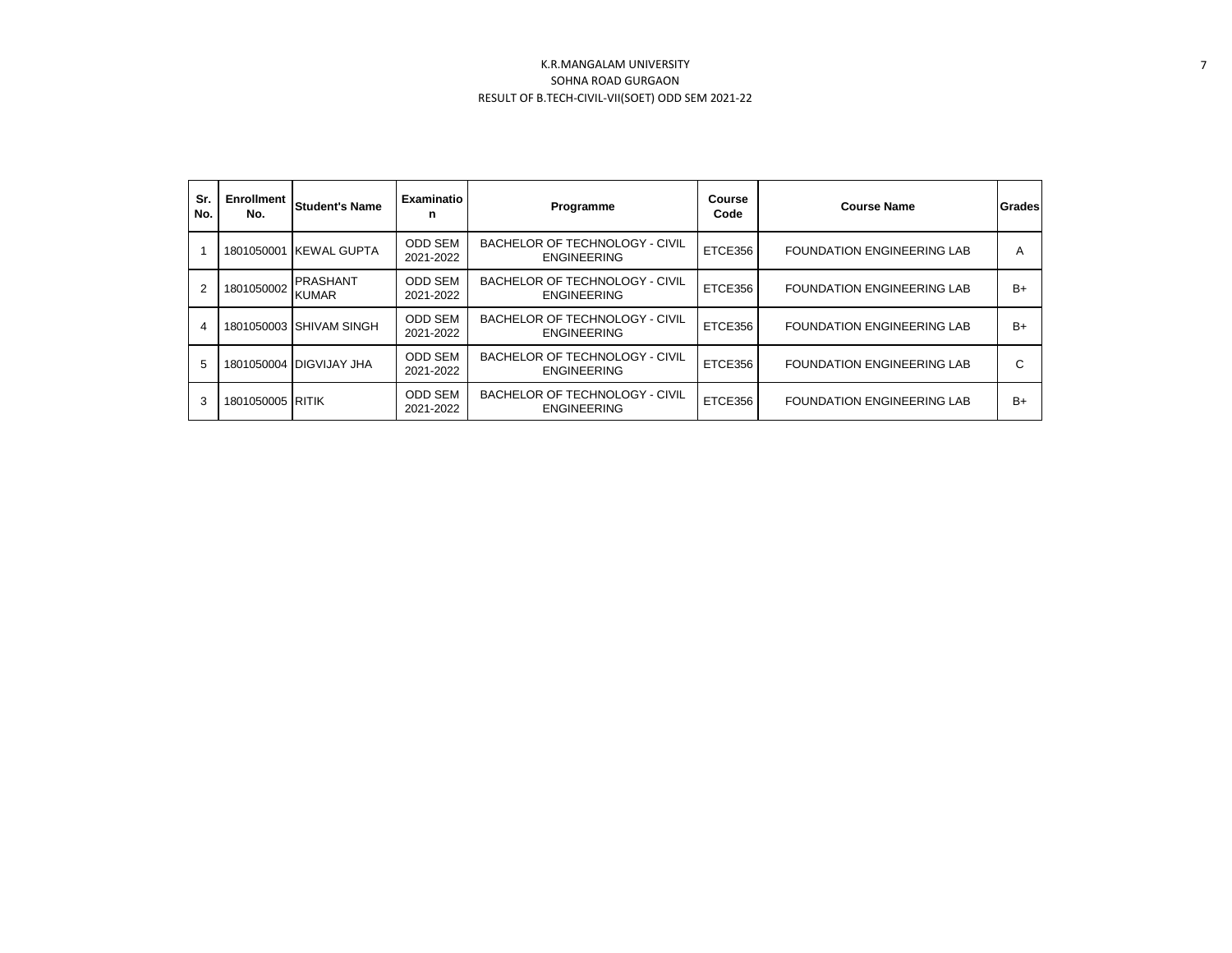K.R.MANGALAM UNIVERSITY

SOHNA ROAD GURGAON

RESULT OF B.TECH-CIVIL-VII(SOET) ODD SEM 2021-22

| Sr. No. | Enrollment No. | Student's Name | Examination | Programme | Course Code | Course Name | Grades |
|---|---|---|---|---|---|---|---|
| 1 | 1801050001 | KEWAL GUPTA | ODD SEM 2021-2022 | BACHELOR OF TECHNOLOGY - CIVIL ENGINEERING | ETCE356 | FOUNDATION ENGINEERING LAB | A |
| 2 | 1801050002 | PRASHANT KUMAR | ODD SEM 2021-2022 | BACHELOR OF TECHNOLOGY - CIVIL ENGINEERING | ETCE356 | FOUNDATION ENGINEERING LAB | B+ |
| 4 | 1801050003 | SHIVAM SINGH | ODD SEM 2021-2022 | BACHELOR OF TECHNOLOGY - CIVIL ENGINEERING | ETCE356 | FOUNDATION ENGINEERING LAB | B+ |
| 5 | 1801050004 | DIGVIJAY JHA | ODD SEM 2021-2022 | BACHELOR OF TECHNOLOGY - CIVIL ENGINEERING | ETCE356 | FOUNDATION ENGINEERING LAB | C |
| 3 | 1801050005 | RITIK | ODD SEM 2021-2022 | BACHELOR OF TECHNOLOGY - CIVIL ENGINEERING | ETCE356 | FOUNDATION ENGINEERING LAB | B+ |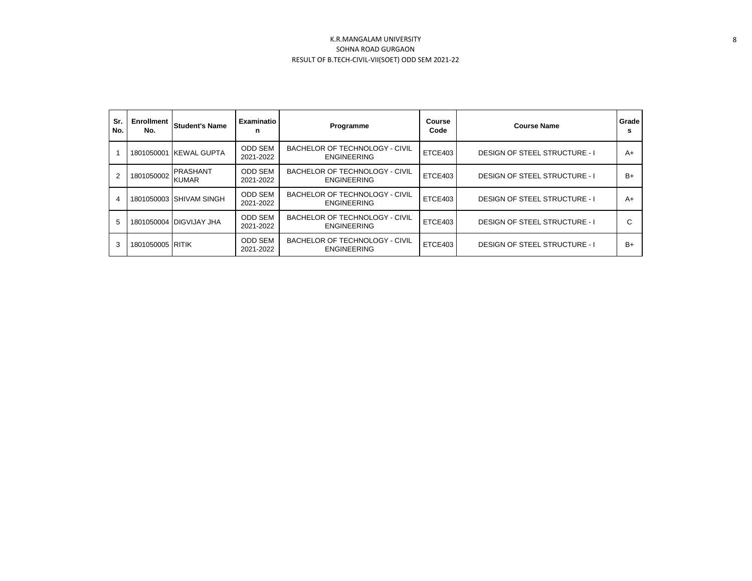K.R.MANGALAM UNIVERSITY
SOHNA ROAD GURGAON
RESULT OF B.TECH-CIVIL-VII(SOET) ODD SEM 2021-22

| Sr. No. | Enrollment No. | Student's Name | Examination | Programme | Course Code | Course Name | Grades |
|---|---|---|---|---|---|---|---|
| 1 | 1801050001 | KEWAL GUPTA | ODD SEM 2021-2022 | BACHELOR OF TECHNOLOGY - CIVIL ENGINEERING | ETCE403 | DESIGN OF STEEL STRUCTURE - I | A+ |
| 2 | 1801050002 | PRASHANT KUMAR | ODD SEM 2021-2022 | BACHELOR OF TECHNOLOGY - CIVIL ENGINEERING | ETCE403 | DESIGN OF STEEL STRUCTURE - I | B+ |
| 4 | 1801050003 | SHIVAM SINGH | ODD SEM 2021-2022 | BACHELOR OF TECHNOLOGY - CIVIL ENGINEERING | ETCE403 | DESIGN OF STEEL STRUCTURE - I | A+ |
| 5 | 1801050004 | DIGVIJAY JHA | ODD SEM 2021-2022 | BACHELOR OF TECHNOLOGY - CIVIL ENGINEERING | ETCE403 | DESIGN OF STEEL STRUCTURE - I | C |
| 3 | 1801050005 | RITIK | ODD SEM 2021-2022 | BACHELOR OF TECHNOLOGY - CIVIL ENGINEERING | ETCE403 | DESIGN OF STEEL STRUCTURE - I | B+ |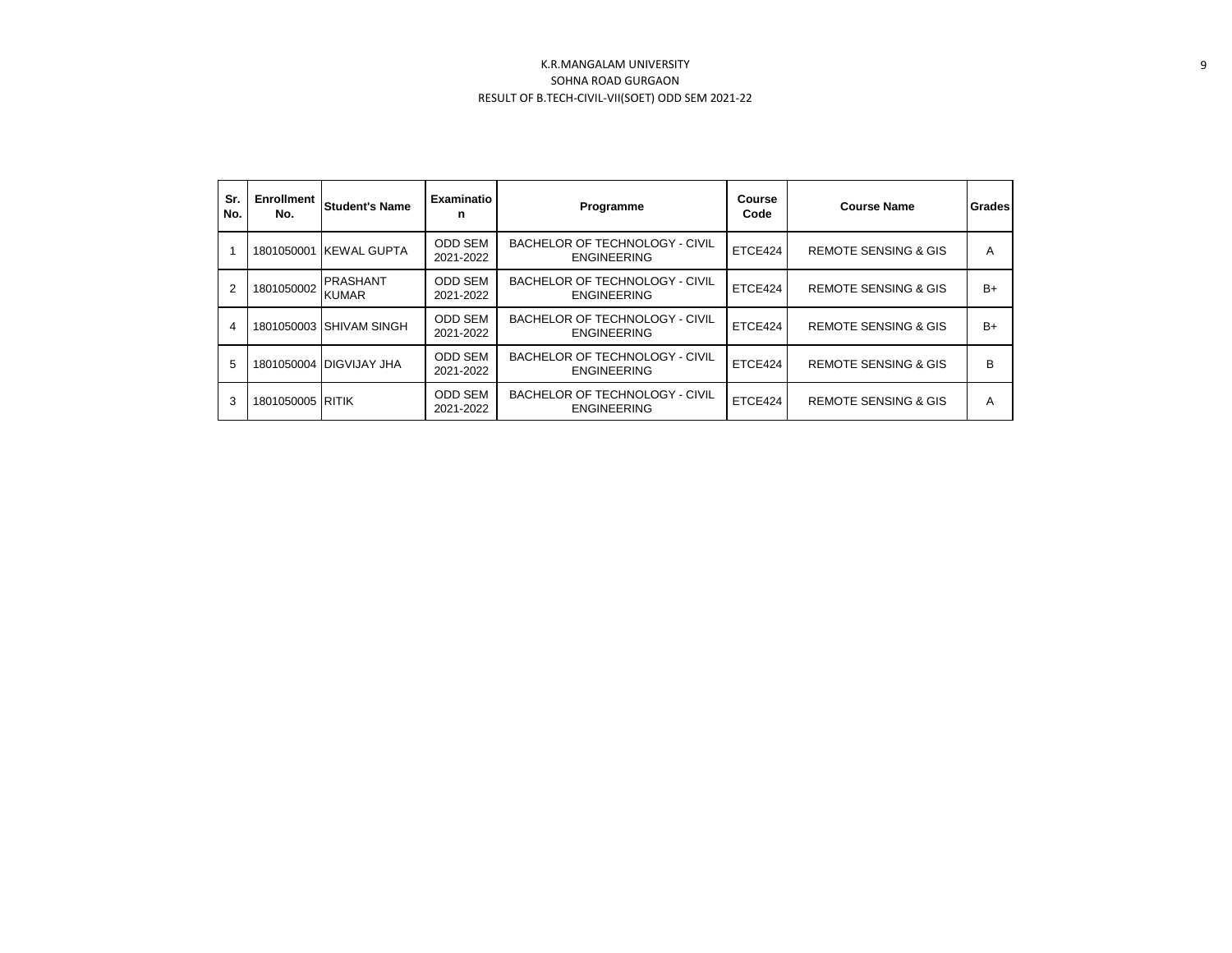K.R.MANGALAM UNIVERSITY

SOHNA ROAD GURGAON

RESULT OF B.TECH-CIVIL-VII(SOET) ODD SEM 2021-22

| Sr. No. | Enrollment No. | Student's Name | Examination | Programme | Course Code | Course Name | Grades |
|---|---|---|---|---|---|---|---|
| 1 | 1801050001 | KEWAL GUPTA | ODD SEM 2021-2022 | BACHELOR OF TECHNOLOGY - CIVIL ENGINEERING | ETCE424 | REMOTE SENSING & GIS | A |
| 2 | 1801050002 | PRASHANT KUMAR | ODD SEM 2021-2022 | BACHELOR OF TECHNOLOGY - CIVIL ENGINEERING | ETCE424 | REMOTE SENSING & GIS | B+ |
| 4 | 1801050003 | SHIVAM SINGH | ODD SEM 2021-2022 | BACHELOR OF TECHNOLOGY - CIVIL ENGINEERING | ETCE424 | REMOTE SENSING & GIS | B+ |
| 5 | 1801050004 | DIGVIJAY JHA | ODD SEM 2021-2022 | BACHELOR OF TECHNOLOGY - CIVIL ENGINEERING | ETCE424 | REMOTE SENSING & GIS | B |
| 3 | 1801050005 | RITIK | ODD SEM 2021-2022 | BACHELOR OF TECHNOLOGY - CIVIL ENGINEERING | ETCE424 | REMOTE SENSING & GIS | A |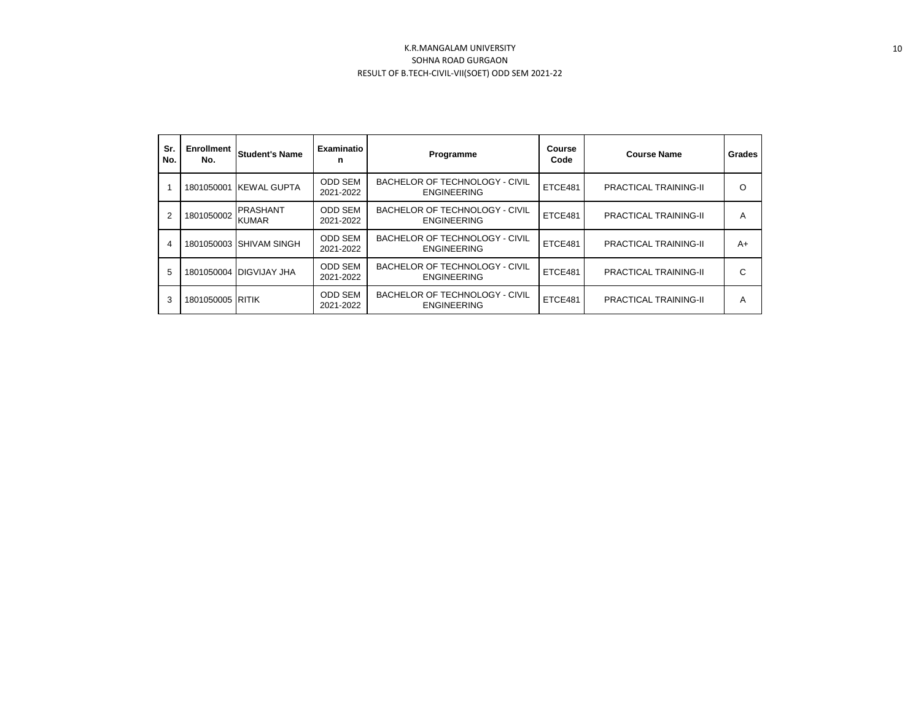K.R.MANGALAM UNIVERSITY

SOHNA ROAD GURGAON

RESULT OF B.TECH-CIVIL-VII(SOET) ODD SEM 2021-22

| Sr. No. | Enrollment No. | Student's Name | Examination | Programme | Course Code | Course Name | Grades |
|---|---|---|---|---|---|---|---|
| 1 | 1801050001 | KEWAL GUPTA | ODD SEM 2021-2022 | BACHELOR OF TECHNOLOGY - CIVIL ENGINEERING | ETCE481 | PRACTICAL TRAINING-II | O |
| 2 | 1801050002 | PRASHANT KUMAR | ODD SEM 2021-2022 | BACHELOR OF TECHNOLOGY - CIVIL ENGINEERING | ETCE481 | PRACTICAL TRAINING-II | A |
| 4 | 1801050003 | SHIVAM SINGH | ODD SEM 2021-2022 | BACHELOR OF TECHNOLOGY - CIVIL ENGINEERING | ETCE481 | PRACTICAL TRAINING-II | A+ |
| 5 | 1801050004 | DIGVIJAY JHA | ODD SEM 2021-2022 | BACHELOR OF TECHNOLOGY - CIVIL ENGINEERING | ETCE481 | PRACTICAL TRAINING-II | C |
| 3 | 1801050005 | RITIK | ODD SEM 2021-2022 | BACHELOR OF TECHNOLOGY - CIVIL ENGINEERING | ETCE481 | PRACTICAL TRAINING-II | A |